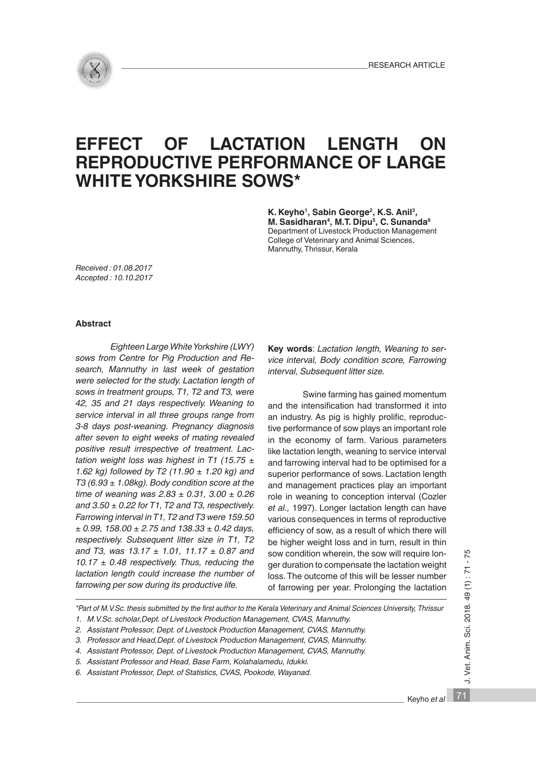RESEARCH ARTICLE

# EFFECT OF LACTATION LENGTH ON REPRODUCTIVE PERFORMANCE OF LARGE WHITE YORKSHIRE SOWS*

**K. Keyho[1], Sabin George[2], K.S. Anil[3], M. Sasidharan[4], M.T. Dipu[5], C. Sunanda[6]**
Department of Livestock Production Management
College of Veterinary and Animal Sciences,
Mannuthy, Thrissur, Kerala

*Received : 01.08.2017*
*Accepted : 10.10.2017*

### Abstract

*Eighteen Large White Yorkshire (LWY) sows from Centre for Pig Production and Research, Mannuthy in last week of gestation were selected for the study. Lactation length of sows in treatment groups, T1, T2 and T3, were 42, 35 and 21 days respectively. Weaning to service interval in all three groups range from 3-8 days post-weaning. Pregnancy diagnosis after seven to eight weeks of mating revealed positive result irrespective of treatment. Lactation weight loss was highest in T1 (15.75 ± 1.62 kg) followed by T2 (11.90 ± 1.20 kg) and T3 (6.93 ± 1.08kg). Body condition score at the time of weaning was 2.83 ± 0.31, 3.00 ± 0.26 and 3.50 ± 0.22 for T1, T2 and T3, respectively. Farrowing interval in T1, T2 and T3 were 159.50 ± 0.99, 158.00 ± 2.75 and 138.33 ± 0.42 days, respectively. Subsequent litter size in T1, T2 and T3, was 13.17 ± 1.01, 11.17 ± 0.87 and 10.17 ± 0.48 respectively. Thus, reducing the lactation length could increase the number of farrowing per sow during its productive life.*

**Key words**: *Lactation length, Weaning to service interval, Body condition score, Farrowing interval, Subsequent litter size.*

Swine farming has gained momentum and the intensification had transformed it into an industry. As pig is highly prolific, reproductive performance of sow plays an important role in the economy of farm. Various parameters like lactation length, weaning to service interval and farrowing interval had to be optimised for a superior performance of sows. Lactation length and management practices play an important role in weaning to conception interval (Cozler *et al.,* 1997). Longer lactation length can have various consequences in terms of reproductive efficiency of sow, as a result of which there will be higher weight loss and in turn, result in thin sow condition wherein, the sow will require longer duration to compensate the lactation weight loss. The outcome of this will be lesser number of farrowing per year. Prolonging the lactation

---

*\*Part of M.V.Sc. thesis submitted by the first author to the Kerala Veterinary and Animal Sciences University, Thrissur*

1. *M.V.Sc. scholar,Dept. of Livestock Production Management, CVAS, Mannuthy.*
2. *Assistant Professor, Dept. of Livestock Production Management, CVAS, Mannuthy.*
3. *Professor and Head,Dept. of Livestock Production Management, CVAS, Mannuthy.*
4. *Assistant Professor, Dept. of Livestock Production Management, CVAS, Mannuthy.*
5. *Assistant Professor and Head, Base Farm, Kolahalamedu, Idukki.*
6. *Assistant Professor, Dept. of Statistics, CVAS, Pookode, Wayanad.*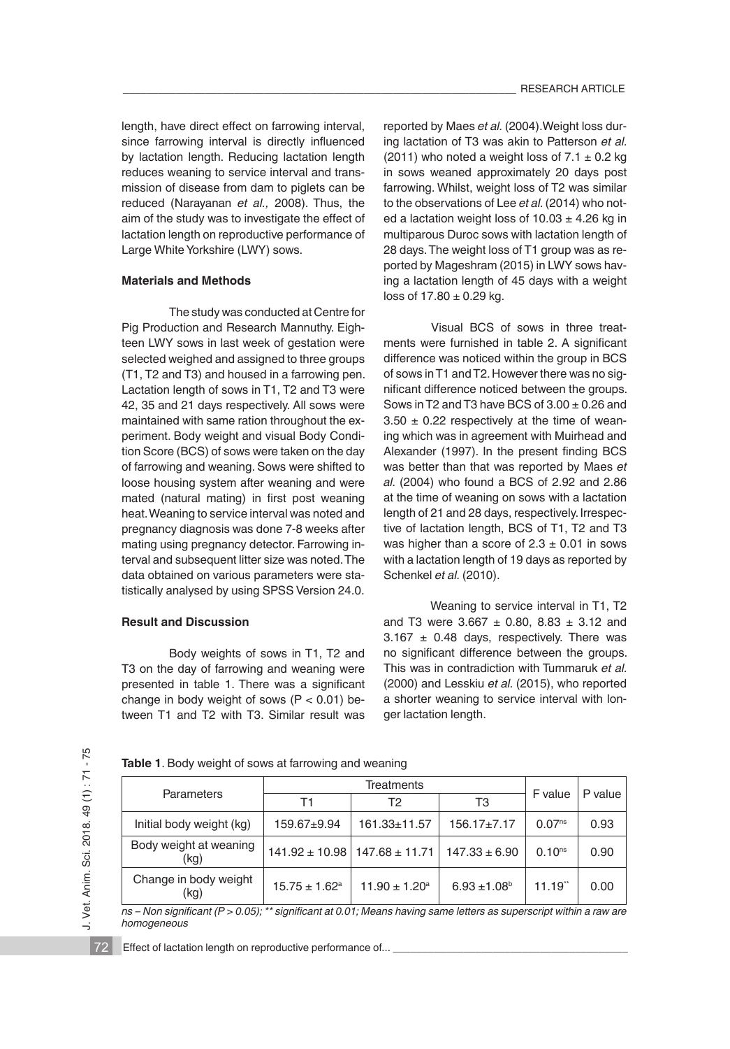length, have direct effect on farrowing interval, since farrowing interval is directly influenced by lactation length. Reducing lactation length reduces weaning to service interval and transmission of disease from dam to piglets can be reduced (Narayanan *et al.,* 2008). Thus, the aim of the study was to investigate the effect of lactation length on reproductive performance of Large White Yorkshire (LWY) sows.

### Materials and Methods

The study was conducted at Centre for Pig Production and Research Mannuthy. Eighteen LWY sows in last week of gestation were selected weighed and assigned to three groups (T1, T2 and T3) and housed in a farrowing pen. Lactation length of sows in T1, T2 and T3 were 42, 35 and 21 days respectively. All sows were maintained with same ration throughout the experiment. Body weight and visual Body Condition Score (BCS) of sows were taken on the day of farrowing and weaning. Sows were shifted to loose housing system after weaning and were mated (natural mating) in first post weaning heat. Weaning to service interval was noted and pregnancy diagnosis was done 7-8 weeks after mating using pregnancy detector. Farrowing interval and subsequent litter size was noted. The data obtained on various parameters were statistically analysed by using SPSS Version 24.0.

### Result and Discussion

Body weights of sows in T1, T2 and T3 on the day of farrowing and weaning were presented in table 1. There was a significant change in body weight of sows ($P < 0.01$) between T1 and T2 with T3. Similar result was reported by Maes *et al.* (2004). Weight loss during lactation of T3 was akin to Patterson *et al.* (2011) who noted a weight loss of $7.1 \pm 0.2$ kg in sows weaned approximately 20 days post farrowing. Whilst, weight loss of T2 was similar to the observations of Lee *et al.* (2014) who noted a lactation weight loss of $10.03 \pm 4.26$ kg in multiparous Duroc sows with lactation length of 28 days. The weight loss of T1 group was as reported by Mageshram (2015) in LWY sows having a lactation length of 45 days with a weight loss of $17.80 \pm 0.29$ kg.

Visual BCS of sows in three treatments were furnished in table 2. A significant difference was noticed within the group in BCS of sows in T1 and T2. However there was no significant difference noticed between the groups. Sows in T2 and T3 have BCS of $3.00 \pm 0.26$ and $3.50 \pm 0.22$ respectively at the time of weaning which was in agreement with Muirhead and Alexander (1997). In the present finding BCS was better than that was reported by Maes *et al.* (2004) who found a BCS of 2.92 and 2.86 at the time of weaning on sows with a lactation length of 21 and 28 days, respectively. Irrespective of lactation length, BCS of T1, T2 and T3 was higher than a score of $2.3 \pm 0.01$ in sows with a lactation length of 19 days as reported by Schenkel *et al.* (2010).

Weaning to service interval in T1, T2 and T3 were $3.667 \pm 0.80$, $8.83 \pm 3.12$ and $3.167 \pm 0.48$ days, respectively. There was no significant difference between the groups. This was in contradiction with Tummaruk *et al.* (2000) and Lesskiu *et al.* (2015), who reported a shorter weaning to service interval with longer lactation length.

**Table 1**. Body weight of sows at farrowing and weaning

| Parameters | Treatments | | | F value | P value |
|---|---|---|---|---|---|
| | T1 | T2 | T3 | | |
| Initial body weight (kg) | 159.67±9.94 | 161.33±11.57 | 156.17±7.17 | $0.07^{ns}$ | 0.93 |
| Body weight at weaning (kg) | 141.92 ± 10.98 | 147.68 ± 11.71 | 147.33 ± 6.90 | $0.10^{ns}$ | 0.90 |
| Change in body weight (kg) | $15.75 \pm 1.62^{a}$ | $11.90 \pm 1.20^{a}$ | $6.93 \pm 1.08^{b}$ | $11.19^{**}$ | 0.00 |

*ns – Non significant (P > 0.05); \*\* significant at 0.01; Means having same letters as superscript within a raw are homogeneous*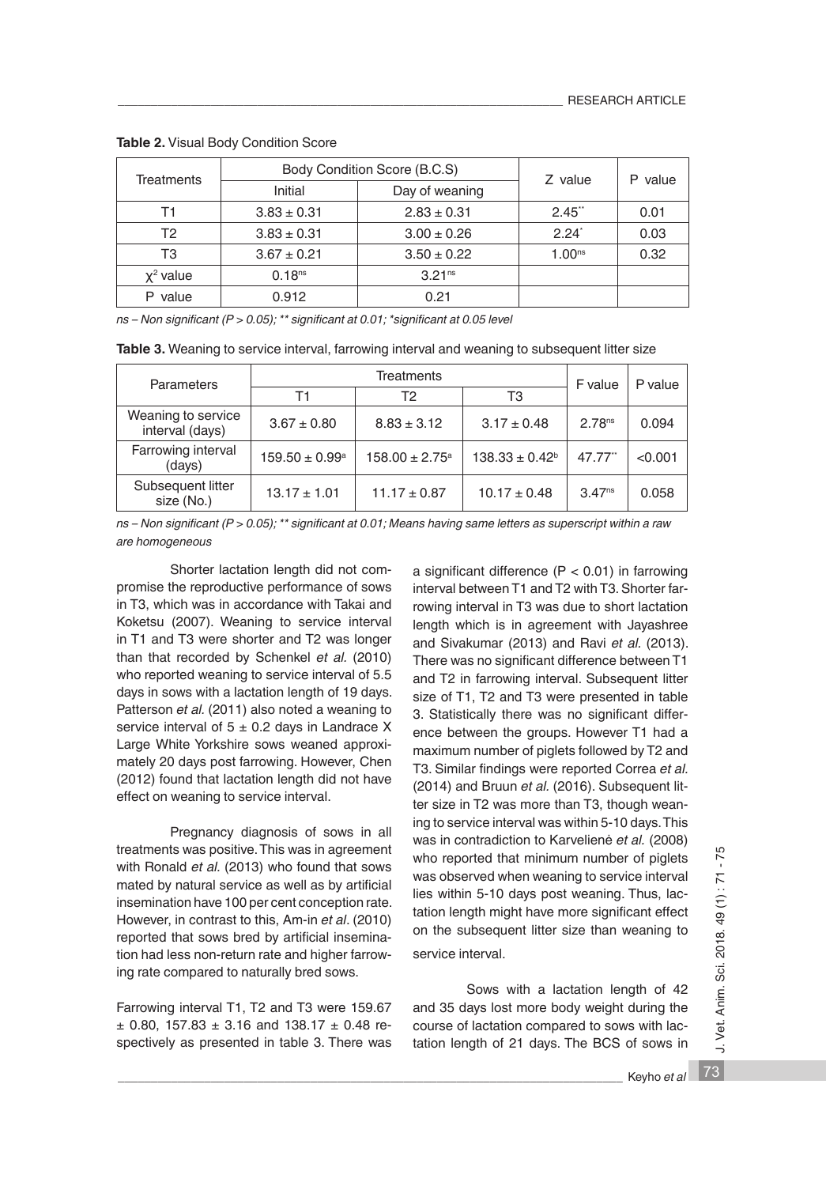**Table 2.** Visual Body Condition Score

| Treatments | Body Condition Score (B.C.S) | | Z value | P value |
|---|---|---|---|---|
| | Initial | Day of weaning | | |
| T1 | 3.83 ± 0.31 | 2.83 ± 0.31 | 2.45** | 0.01 |
| T2 | 3.83 ± 0.31 | 3.00 ± 0.26 | 2.24* | 0.03 |
| T3 | 3.67 ± 0.21 | 3.50 ± 0.22 | 1.00ns | 0.32 |
| $\chi^2$ value | 0.18ns | 3.21ns | | |
| P value | 0.912 | 0.21 | | |

*ns – Non significant (P > 0.05); ** significant at 0.01; *significant at 0.05 level*

**Table 3.** Weaning to service interval, farrowing interval and weaning to subsequent litter size

| Parameters | Treatments | | | F value | P value |
|---|---|---|---|---|---|
| | T1 | T2 | T3 | | |
| Weaning to service interval (days) | 3.67 ± 0.80 | 8.83 ± 3.12 | 3.17 ± 0.48 | 2.78ns | 0.094 |
| Farrowing interval (days) | 159.50 ± 0.99[a] | 158.00 ± 2.75[a] | 138.33 ± 0.42[b] | 47.77** | <0.001 |
| Subsequent litter size (No.) | 13.17 ± 1.01 | 11.17 ± 0.87 | 10.17 ± 0.48 | 3.47ns | 0.058 |

*ns – Non significant (P > 0.05); ** significant at 0.01; Means having same letters as superscript within a raw are homogeneous*

Shorter lactation length did not compromise the reproductive performance of sows in T3, which was in accordance with Takai and Koketsu (2007). Weaning to service interval in T1 and T3 were shorter and T2 was longer than that recorded by Schenkel *et al.* (2010) who reported weaning to service interval of 5.5 days in sows with a lactation length of 19 days. Patterson *et al.* (2011) also noted a weaning to service interval of 5 ± 0.2 days in Landrace X Large White Yorkshire sows weaned approximately 20 days post farrowing. However, Chen (2012) found that lactation length did not have effect on weaning to service interval.

Pregnancy diagnosis of sows in all treatments was positive. This was in agreement with Ronald *et al.* (2013) who found that sows mated by natural service as well as by artificial insemination have 100 per cent conception rate. However, in contrast to this, Am-in *et al*. (2010) reported that sows bred by artificial insemination had less non-return rate and higher farrowing rate compared to naturally bred sows.

Farrowing interval T1, T2 and T3 were 159.67 ± 0.80, 157.83 ± 3.16 and 138.17 ± 0.48 respectively as presented in table 3. There was a significant difference (P < 0.01) in farrowing interval between T1 and T2 with T3. Shorter farrowing interval in T3 was due to short lactation length which is in agreement with Jayashree and Sivakumar (2013) and Ravi *et al.* (2013). There was no significant difference between T1 and T2 in farrowing interval. Subsequent litter size of T1, T2 and T3 were presented in table 3. Statistically there was no significant difference between the groups. However T1 had a maximum number of piglets followed by T2 and T3. Similar findings were reported Correa *et al.* (2014) and Bruun *et al.* (2016). Subsequent litter size in T2 was more than T3, though weaning to service interval was within 5-10 days. This was in contradiction to Karvelienė *et al.* (2008) who reported that minimum number of piglets was observed when weaning to service interval lies within 5-10 days post weaning. Thus, lactation length might have more significant effect on the subsequent litter size than weaning to service interval.

Sows with a lactation length of 42 and 35 days lost more body weight during the course of lactation compared to sows with lactation length of 21 days. The BCS of sows in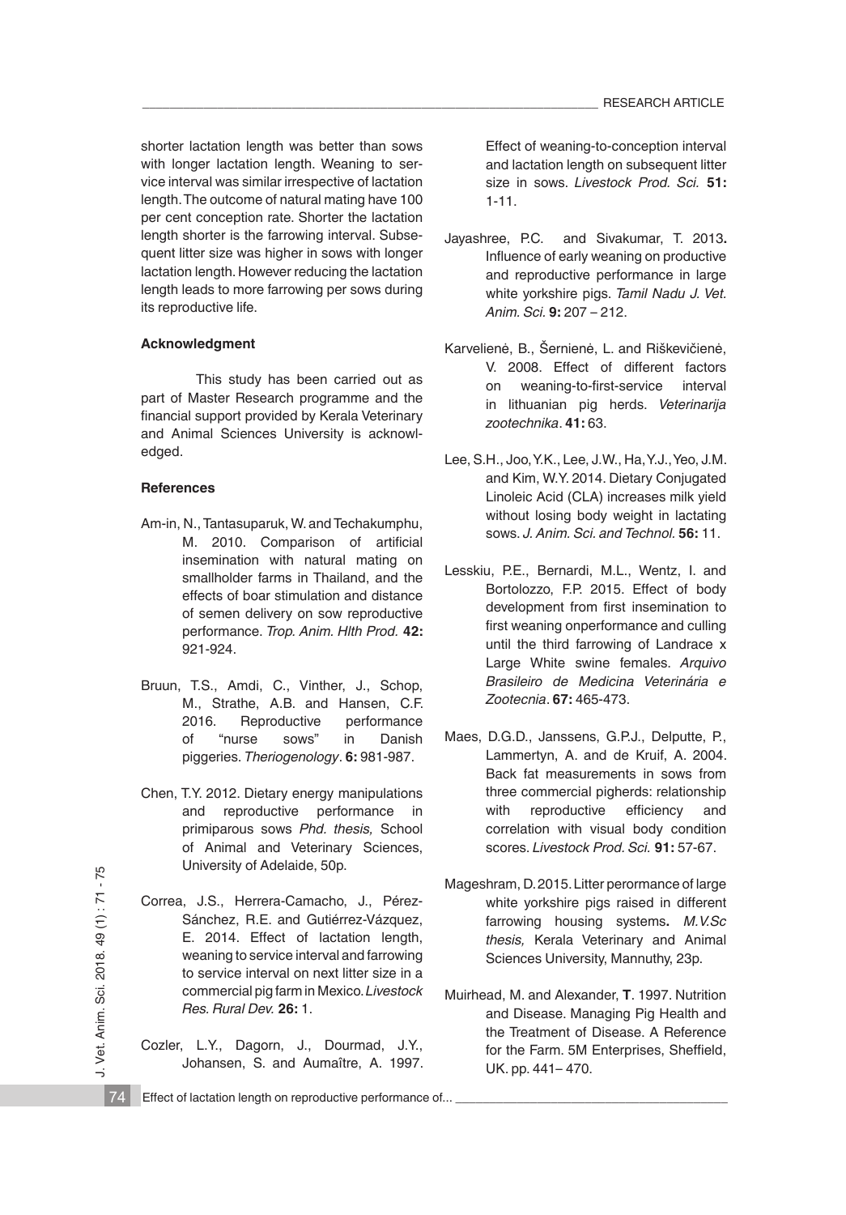shorter lactation length was better than sows with longer lactation length. Weaning to service interval was similar irrespective of lactation length. The outcome of natural mating have 100 per cent conception rate. Shorter the lactation length shorter is the farrowing interval. Subsequent litter size was higher in sows with longer lactation length. However reducing the lactation length leads to more farrowing per sows during its reproductive life.

### Acknowledgment

This study has been carried out as part of Master Research programme and the financial support provided by Kerala Veterinary and Animal Sciences University is acknowledged.

### References

Am-in, N., Tantasuparuk, W. and Techakumphu, M. 2010. Comparison of artificial insemination with natural mating on smallholder farms in Thailand, and the effects of boar stimulation and distance of semen delivery on sow reproductive performance. *Trop. Anim. Hlth Prod.* **42:** 921-924.

Bruun, T.S., Amdi, C., Vinther, J., Schop, M., Strathe, A.B. and Hansen, C.F. 2016. Reproductive performance of "nurse sows" in Danish piggeries. *Theriogenology*. **6:** 981-987.

Chen, T.Y. 2012. Dietary energy manipulations and reproductive performance in primiparous sows *Phd. thesis,* School of Animal and Veterinary Sciences, University of Adelaide, 50p.

Correa, J.S., Herrera-Camacho, J., Pérez-Sánchez, R.E. and Gutiérrez-Vázquez, E. 2014. Effect of lactation length, weaning to service interval and farrowing to service interval on next litter size in a commercial pig farm in Mexico. *Livestock Res. Rural Dev.* **26:** 1.

Cozler, L.Y., Dagorn, J., Dourmad, J.Y., Johansen, S. and Aumaître, A. 1997. Effect of weaning-to-conception interval and lactation length on subsequent litter size in sows. *Livestock Prod. Sci.* **51:** 1-11.

Jayashree, P.C. and Sivakumar, T. 2013**.** Influence of early weaning on productive and reproductive performance in large white yorkshire pigs. *Tamil Nadu J. Vet. Anim. Sci.* **9:** 207 – 212.

Karvelienė, B., Šernienė, L. and Riškevičienė, V. 2008. Effect of different factors on weaning-to-first-service interval in lithuanian pig herds. *Veterinarija zootechnika*. **41:** 63.

Lee, S.H., Joo, Y.K., Lee, J.W., Ha, Y.J., Yeo, J.M. and Kim, W.Y. 2014. Dietary Conjugated Linoleic Acid (CLA) increases milk yield without losing body weight in lactating sows. *J. Anim. Sci. and Technol.* **56:** 11.

Lesskiu, P.E., Bernardi, M.L., Wentz, I. and Bortolozzo, F.P. 2015. Effect of body development from first insemination to first weaning onperformance and culling until the third farrowing of Landrace x Large White swine females. *Arquivo Brasileiro de Medicina Veterinária e Zootecnia*. **67:** 465-473.

Maes, D.G.D., Janssens, G.P.J., Delputte, P., Lammertyn, A. and de Kruif, A. 2004. Back fat measurements in sows from three commercial pigherds: relationship with reproductive efficiency and correlation with visual body condition scores. *Livestock Prod. Sci.* **91:** 57-67.

Mageshram, D. 2015. Litter perormance of large white yorkshire pigs raised in different farrowing housing systems**.** *M.V.Sc thesis,* Kerala Veterinary and Animal Sciences University, Mannuthy, 23p.

Muirhead, M. and Alexander, **T**. 1997. Nutrition and Disease. Managing Pig Health and the Treatment of Disease. A Reference for the Farm. 5M Enterprises, Sheffield, UK. pp. 441– 470.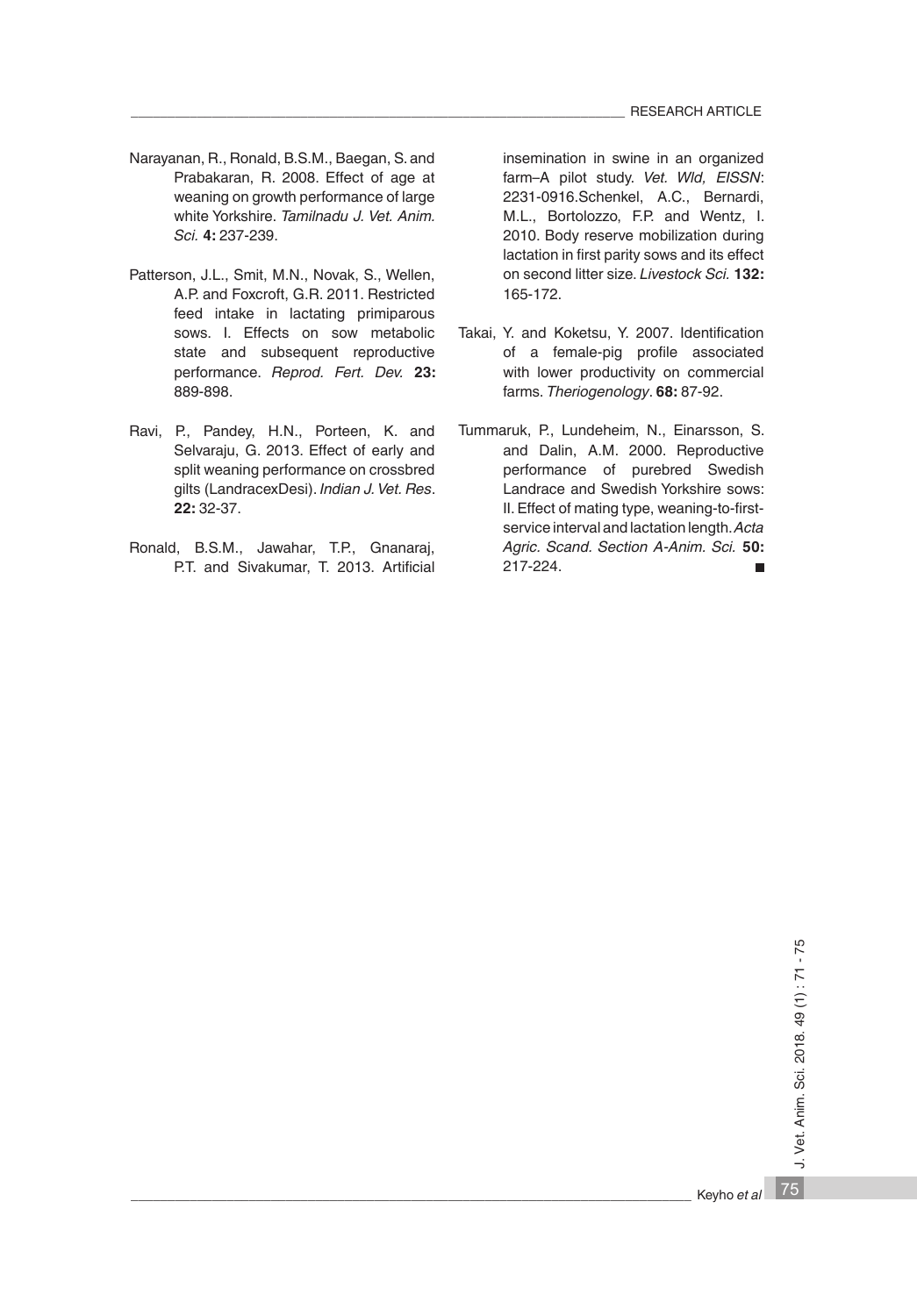Narayanan, R., Ronald, B.S.M., Baegan, S. and Prabakaran, R. 2008. Effect of age at weaning on growth performance of large white Yorkshire. *Tamilnadu J. Vet. Anim. Sci.* **4:** 237-239.

Patterson, J.L., Smit, M.N., Novak, S., Wellen, A.P. and Foxcroft, G.R. 2011. Restricted feed intake in lactating primiparous sows. I. Effects on sow metabolic state and subsequent reproductive performance. *Reprod. Fert. Dev.* **23:** 889-898.

Ravi, P., Pandey, H.N., Porteen, K. and Selvaraju, G. 2013. Effect of early and split weaning performance on crossbred gilts (LandracexDesi). *Indian J. Vet. Res*. **22:** 32-37.

Ronald, B.S.M., Jawahar, T.P., Gnanaraj, P.T. and Sivakumar, T. 2013. Artificial insemination in swine in an organized farm–A pilot study. *Vet. Wld, EISSN*: 2231-0916.Schenkel, A.C., Bernardi, M.L., Bortolozzo, F.P. and Wentz, I. 2010. Body reserve mobilization during lactation in first parity sows and its effect on second litter size. *Livestock Sci*. **132:** 165-172.

Takai, Y. and Koketsu, Y. 2007. Identification of a female-pig profile associated with lower productivity on commercial farms. *Theriogenology*. **68:** 87-92.

Tummaruk, P., Lundeheim, N., Einarsson, S. and Dalin, A.M. 2000. Reproductive performance of purebred Swedish Landrace and Swedish Yorkshire sows: II. Effect of mating type, weaning-to-first-service interval and lactation length. *Acta Agric. Scand. Section A-Anim. Sci.* **50:** 217-224.